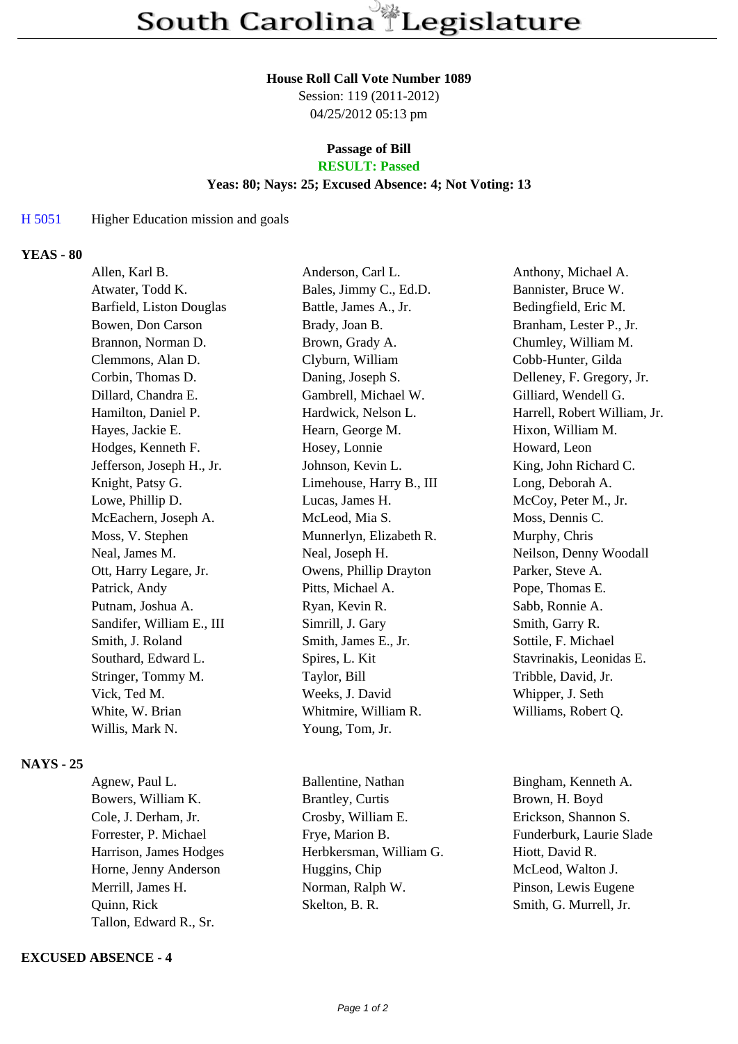# South Carolina Legislature

**House Roll Call Vote Number 1089**
Session: 119 (2011-2012)
04/25/2012 05:13 pm

**Passage of Bill**
**RESULT: Passed**
**Yeas: 80; Nays: 25; Excused Absence: 4; Not Voting: 13**

H 5051 Higher Education mission and goals

## YEAS - 80

| | | |
|---|---|---|
| Allen, Karl B. | Anderson, Carl L. | Anthony, Michael A. |
| Atwater, Todd K. | Bales, Jimmy C., Ed.D. | Bannister, Bruce W. |
| Barfield, Liston Douglas | Battle, James A., Jr. | Bedingfield, Eric M. |
| Bowen, Don Carson | Brady, Joan B. | Branham, Lester P., Jr. |
| Brannon, Norman D. | Brown, Grady A. | Chumley, William M. |
| Clemmons, Alan D. | Clyburn, William | Cobb-Hunter, Gilda |
| Corbin, Thomas D. | Daning, Joseph S. | Delleney, F. Gregory, Jr. |
| Dillard, Chandra E. | Gambrell, Michael W. | Gilliard, Wendell G. |
| Hamilton, Daniel P. | Hardwick, Nelson L. | Harrell, Robert William, Jr. |
| Hayes, Jackie E. | Hearn, George M. | Hixon, William M. |
| Hodges, Kenneth F. | Hosey, Lonnie | Howard, Leon |
| Jefferson, Joseph H., Jr. | Johnson, Kevin L. | King, John Richard C. |
| Knight, Patsy G. | Limehouse, Harry B., III | Long, Deborah A. |
| Lowe, Phillip D. | Lucas, James H. | McCoy, Peter M., Jr. |
| McEachern, Joseph A. | McLeod, Mia S. | Moss, Dennis C. |
| Moss, V. Stephen | Munnerlyn, Elizabeth R. | Murphy, Chris |
| Neal, James M. | Neal, Joseph H. | Neilson, Denny Woodall |
| Ott, Harry Legare, Jr. | Owens, Phillip Drayton | Parker, Steve A. |
| Patrick, Andy | Pitts, Michael A. | Pope, Thomas E. |
| Putnam, Joshua A. | Ryan, Kevin R. | Sabb, Ronnie A. |
| Sandifer, William E., III | Simrill, J. Gary | Smith, Garry R. |
| Smith, J. Roland | Smith, James E., Jr. | Sottile, F. Michael |
| Southard, Edward L. | Spires, L. Kit | Stavrinakis, Leonidas E. |
| Stringer, Tommy M. | Taylor, Bill | Tribble, David, Jr. |
| Vick, Ted M. | Weeks, J. David | Whipper, J. Seth |
| White, W. Brian | Whitmire, William R. | Williams, Robert Q. |
| Willis, Mark N. | Young, Tom, Jr. | |

## NAYS - 25

| | | |
|---|---|---|
| Agnew, Paul L. | Ballentine, Nathan | Bingham, Kenneth A. |
| Bowers, William K. | Brantley, Curtis | Brown, H. Boyd |
| Cole, J. Derham, Jr. | Crosby, William E. | Erickson, Shannon S. |
| Forrester, P. Michael | Frye, Marion B. | Funderburk, Laurie Slade |
| Harrison, James Hodges | Herbkersman, William G. | Hiott, David R. |
| Horne, Jenny Anderson | Huggins, Chip | McLeod, Walton J. |
| Merrill, James H. | Norman, Ralph W. | Pinson, Lewis Eugene |
| Quinn, Rick | Skelton, B. R. | Smith, G. Murrell, Jr. |
| Tallon, Edward R., Sr. | | |

## EXCUSED ABSENCE - 4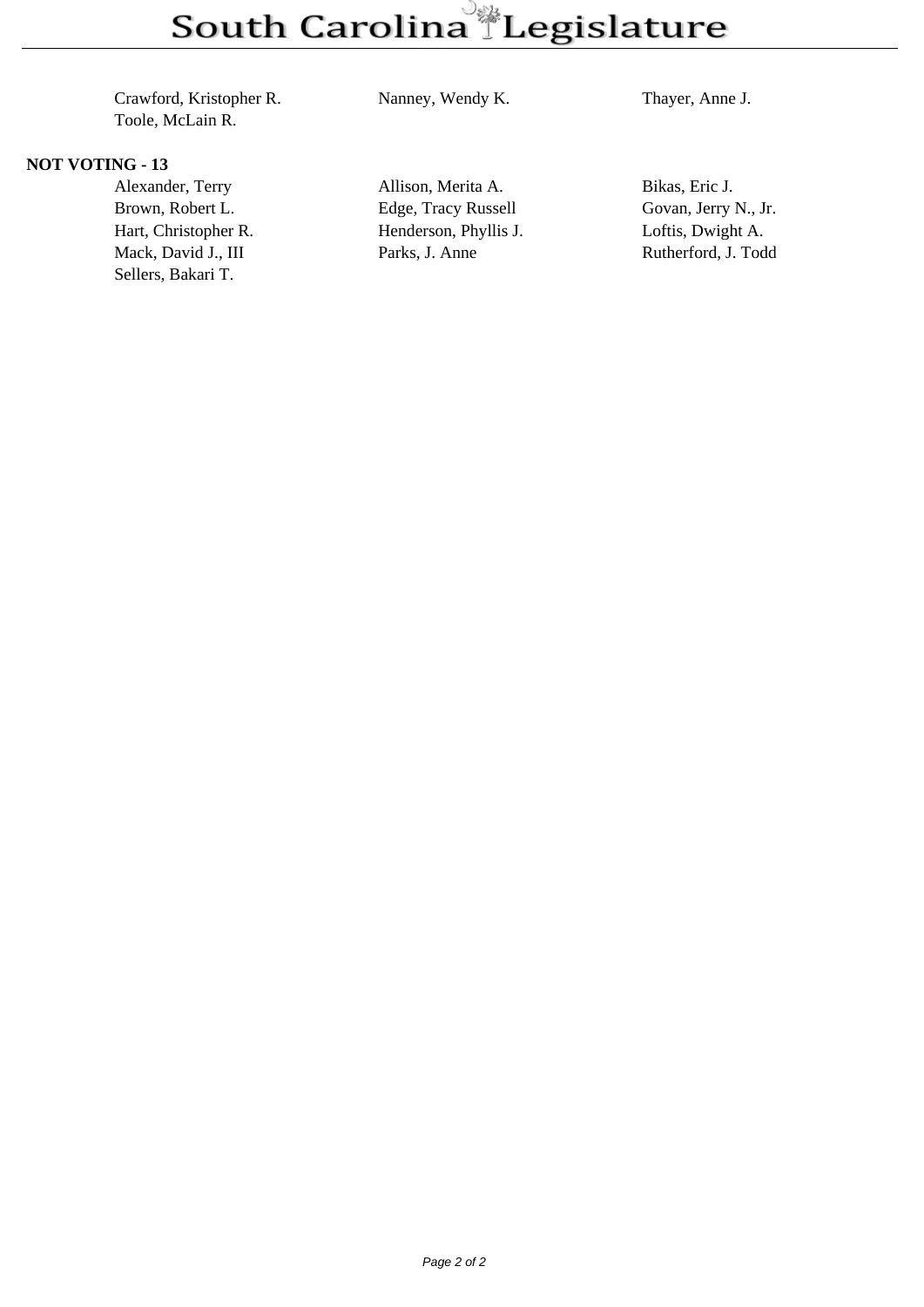| | | |
|---|---|---|
| Crawford, Kristopher R. | Nanney, Wendy K. | Thayer, Anne J. |
| Toole, McLain R. | | |

**NOT VOTING - 13**

| | | |
|---|---|---|
| Alexander, Terry | Allison, Merita A. | Bikas, Eric J. |
| Brown, Robert L. | Edge, Tracy Russell | Govan, Jerry N., Jr. |
| Hart, Christopher R. | Henderson, Phyllis J. | Loftis, Dwight A. |
| Mack, David J., III | Parks, J. Anne | Rutherford, J. Todd |
| Sellers, Bakari T. | | |